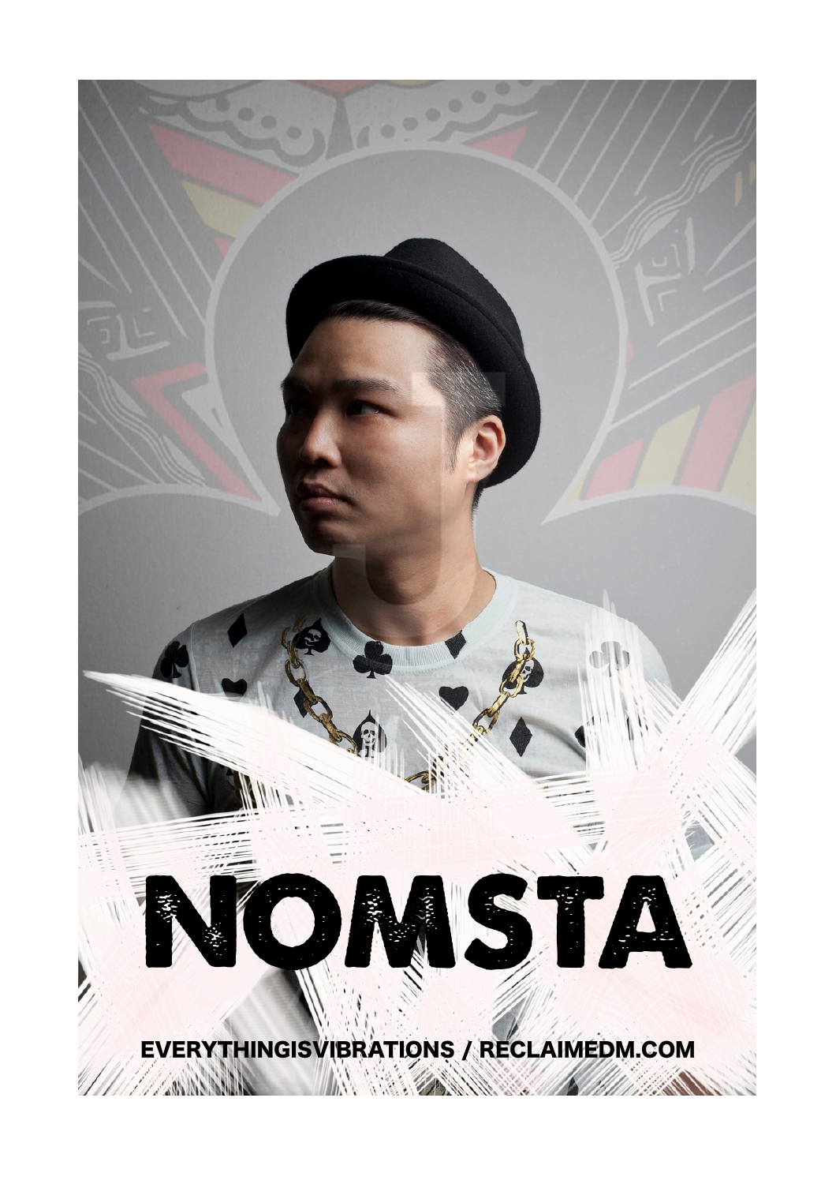# NOMSTA

**EVERYTHINGISVIBRATIONS / RECLAIMEDM.COM**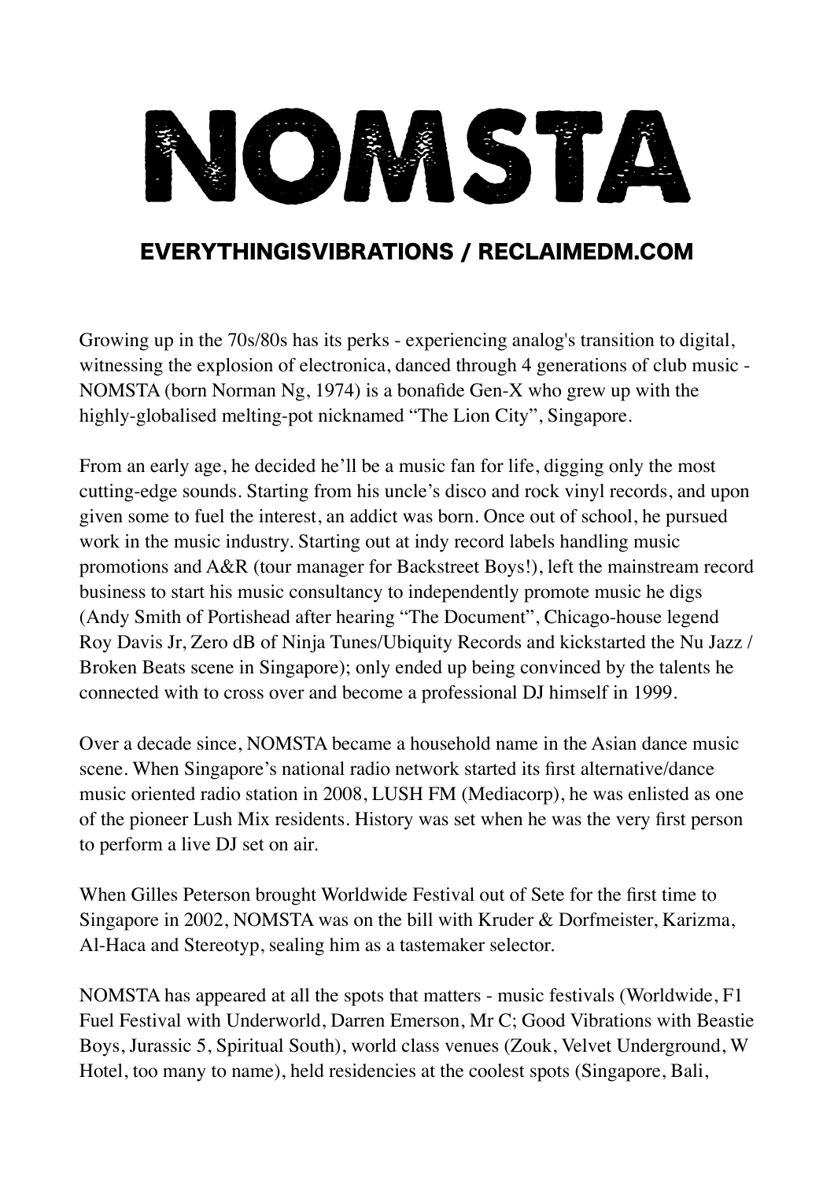# NOMSTA

## EVERYTHINGISVIBRATIONS / RECLAIMEDM.COM

Growing up in the 70s/80s has its perks - experiencing analog's transition to digital, witnessing the explosion of electronica, danced through 4 generations of club music - NOMSTA (born Norman Ng, 1974) is a bonafide Gen-X who grew up with the highly-globalised melting-pot nicknamed "The Lion City", Singapore.

From an early age, he decided he'll be a music fan for life, digging only the most cutting-edge sounds. Starting from his uncle's disco and rock vinyl records, and upon given some to fuel the interest, an addict was born. Once out of school, he pursued work in the music industry. Starting out at indy record labels handling music promotions and A&R (tour manager for Backstreet Boys!), left the mainstream record business to start his music consultancy to independently promote music he digs (Andy Smith of Portishead after hearing "The Document", Chicago-house legend Roy Davis Jr, Zero dB of Ninja Tunes/Ubiquity Records and kickstarted the Nu Jazz / Broken Beats scene in Singapore); only ended up being convinced by the talents he connected with to cross over and become a professional DJ himself in 1999.

Over a decade since, NOMSTA became a household name in the Asian dance music scene. When Singapore's national radio network started its first alternative/dance music oriented radio station in 2008, LUSH FM (Mediacorp), he was enlisted as one of the pioneer Lush Mix residents. History was set when he was the very first person to perform a live DJ set on air.

When Gilles Peterson brought Worldwide Festival out of Sete for the first time to Singapore in 2002, NOMSTA was on the bill with Kruder & Dorfmeister, Karizma, Al-Haca and Stereotyp, sealing him as a tastemaker selector.

NOMSTA has appeared at all the spots that matters - music festivals (Worldwide, F1 Fuel Festival with Underworld, Darren Emerson, Mr C; Good Vibrations with Beastie Boys, Jurassic 5, Spiritual South), world class venues (Zouk, Velvet Underground, W Hotel, too many to name), held residencies at the coolest spots (Singapore, Bali,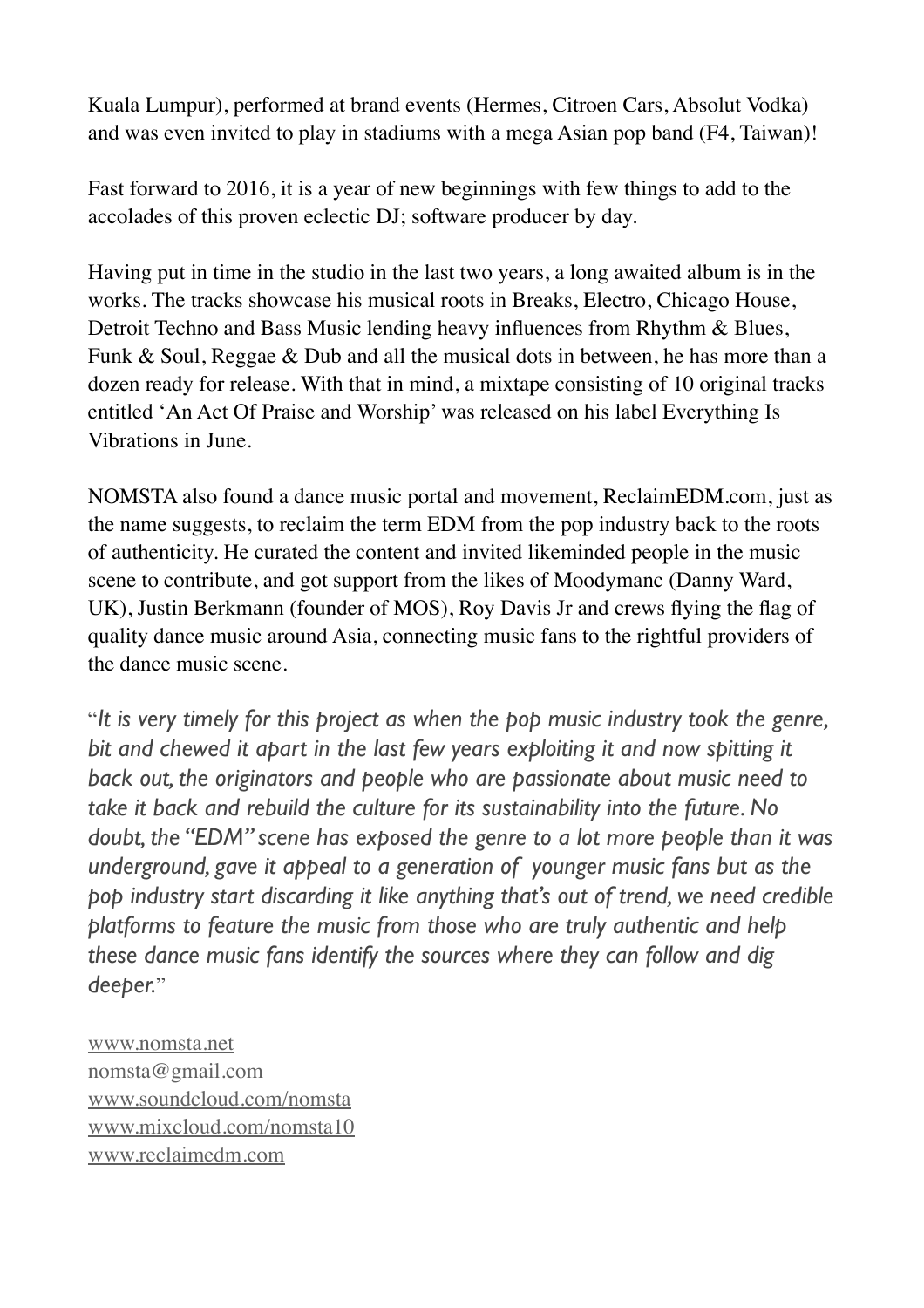Kuala Lumpur), performed at brand events (Hermes, Citroen Cars, Absolut Vodka) and was even invited to play in stadiums with a mega Asian pop band (F4, Taiwan)!

Fast forward to 2016, it is a year of new beginnings with few things to add to the accolades of this proven eclectic DJ; software producer by day.

Having put in time in the studio in the last two years, a long awaited album is in the works. The tracks showcase his musical roots in Breaks, Electro, Chicago House, Detroit Techno and Bass Music lending heavy influences from Rhythm & Blues, Funk & Soul, Reggae & Dub and all the musical dots in between, he has more than a dozen ready for release. With that in mind, a mixtape consisting of 10 original tracks entitled 'An Act Of Praise and Worship' was released on his label Everything Is Vibrations in June.

NOMSTA also found a dance music portal and movement, ReclaimEDM.com, just as the name suggests, to reclaim the term EDM from the pop industry back to the roots of authenticity. He curated the content and invited likeminded people in the music scene to contribute, and got support from the likes of Moodymanc (Danny Ward, UK), Justin Berkmann (founder of MOS), Roy Davis Jr and crews flying the flag of quality dance music around Asia, connecting music fans to the rightful providers of the dance music scene.

"*It is very timely for this project as when the pop music industry took the genre, bit and chewed it apart in the last few years exploiting it and now spitting it back out, the originators and people who are passionate about music need to take it back and rebuild the culture for its sustainability into the future. No doubt, the "EDM" scene has exposed the genre to a lot more people than it was underground, gave it appeal to a generation of younger music fans but as the pop industry start discarding it like anything that's out of trend, we need credible platforms to feature the music from those who are truly authentic and help these dance music fans identify the sources where they can follow and dig deeper.*"

www.nomsta.net
nomsta@gmail.com
www.soundcloud.com/nomsta
www.mixcloud.com/nomsta10
www.reclaimedm.com